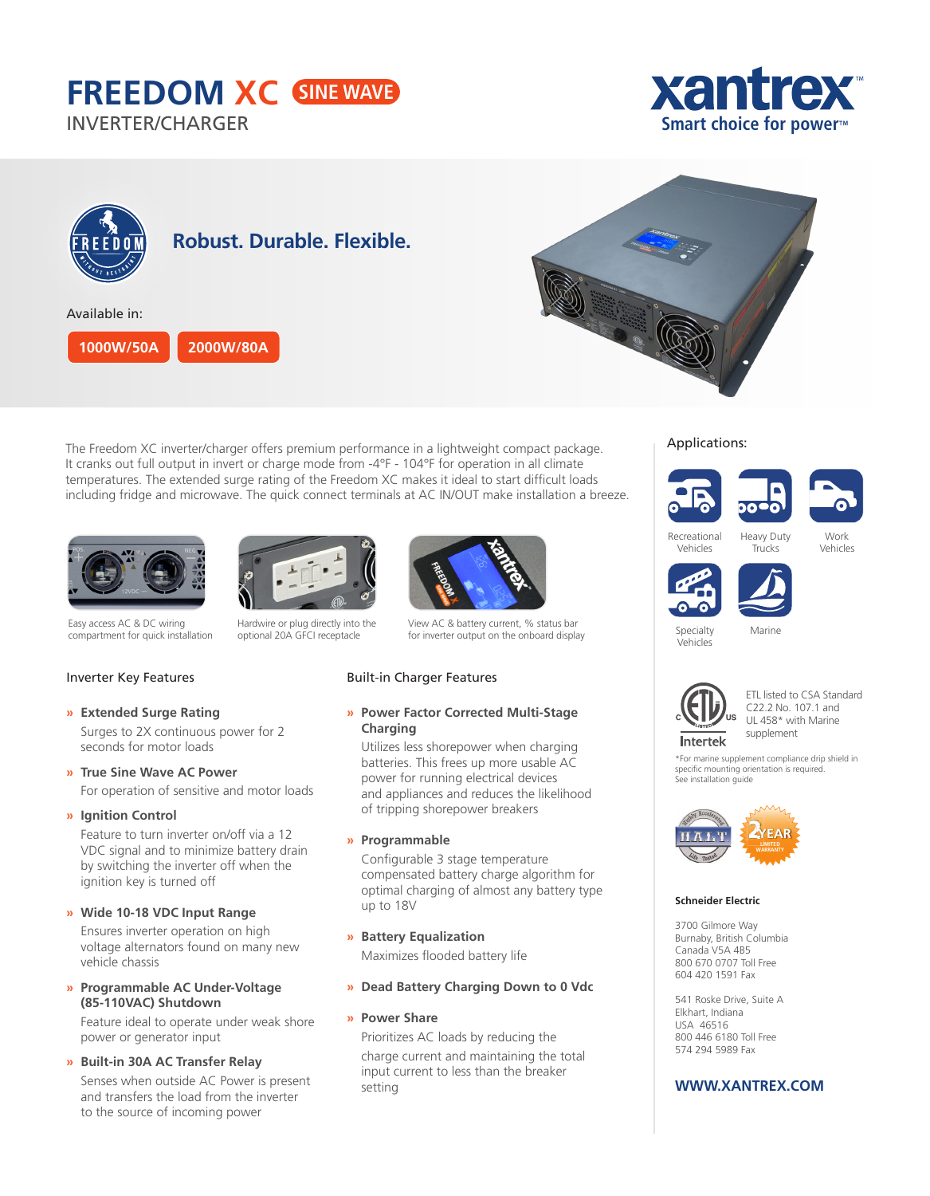# FREEDOM XC SINE WAVE

INVERTER/CHARGER

xantrex
Smart choice for power™

## Robust. Durable. Flexible.

Available in:

**1000W/50A** **2000W/80A**

The Freedom XC inverter/charger offers premium performance in a lightweight compact package. It cranks out full output in invert or charge mode from -4°F - 104°F for operation in all climate temperatures. The extended surge rating of the Freedom XC makes it ideal to start difficult loads including fridge and microwave. The quick connect terminals at AC IN/OUT make installation a breeze.

Easy access AC & DC wiring compartment for quick installation

Hardwire or plug directly into the optional 20A GFCI receptacle

View AC & battery current, % status bar for inverter output on the onboard display

### Inverter Key Features

» **Extended Surge Rating**
Surges to 2X continuous power for 2 seconds for motor loads

» **True Sine Wave AC Power**
For operation of sensitive and motor loads

» **Ignition Control**
Feature to turn inverter on/off via a 12 VDC signal and to minimize battery drain by switching the inverter off when the ignition key is turned off

» **Wide 10-18 VDC Input Range**
Ensures inverter operation on high voltage alternators found on many new vehicle chassis

» **Programmable AC Under-Voltage (85-110VAC) Shutdown**
Feature ideal to operate under weak shore power or generator input

» **Built-in 30A AC Transfer Relay**
Senses when outside AC Power is present and transfers the load from the inverter to the source of incoming power

### Built-in Charger Features

» **Power Factor Corrected Multi-Stage Charging**
Utilizes less shorepower when charging batteries. This frees up more usable AC power for running electrical devices and appliances and reduces the likelihood of tripping shorepower breakers

» **Programmable**
Configurable 3 stage temperature compensated battery charge algorithm for optimal charging of almost any battery type up to 18V

» **Battery Equalization**
Maximizes flooded battery life

» **Dead Battery Charging Down to 0 Vdc**

» **Power Share**
Prioritizes AC loads by reducing the charge current and maintaining the total input current to less than the breaker setting

### Applications:

Recreational Vehicles

Heavy Duty Trucks

Work Vehicles

Specialty Vehicles

Marine

Intertek

ETL listed to CSA Standard C22.2 No. 107.1 and UL 458* with Marine supplement

*For marine supplement compliance drip shield in specific mounting orientation is required. See installation guide

2 YEAR LIMITED WARRANTY

**Schneider Electric**

3700 Gilmore Way
Burnaby, British Columbia
Canada V5A 4B5
800 670 0707 Toll Free
604 420 1591 Fax

541 Roske Drive, Suite A
Elkhart, Indiana
USA 46516
800 446 6180 Toll Free
574 294 5989 Fax

**WWW.XANTREX.COM**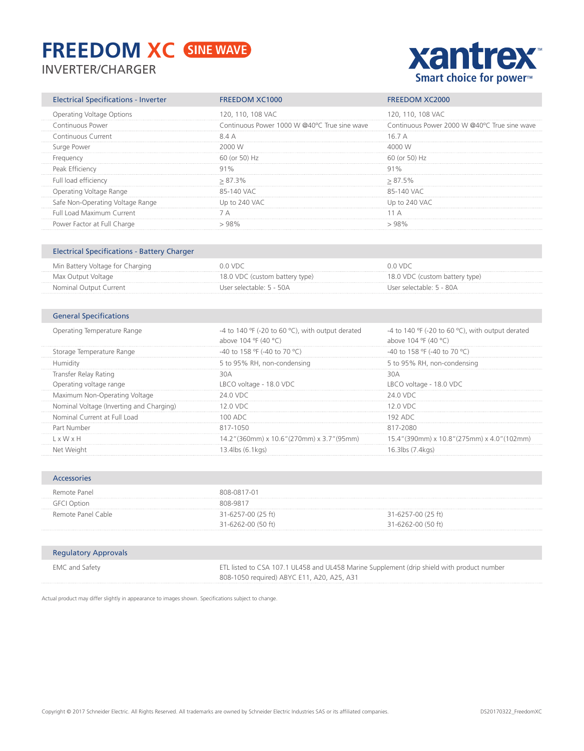# FREEDOM XC SINE WAVE

## INVERTER/CHARGER

xantrex
Smart choice for power™

| Electrical Specifications - Inverter | FREEDOM XC1000 | FREEDOM XC2000 |
|---|---|---|
| Operating Voltage Options | 120, 110, 108 VAC | 120, 110, 108 VAC |
| Continuous Power | Continuous Power 1000 W @40°C True sine wave | Continuous Power 2000 W @40°C True sine wave |
| Continuous Current | 8.4 A | 16.7 A |
| Surge Power | 2000 W | 4000 W |
| Frequency | 60 (or 50) Hz | 60 (or 50) Hz |
| Peak Efficiency | 91% | 91% |
| Full load efficiency | ≥ 87.3% | ≥ 87.5% |
| Operating Voltage Range | 85-140 VAC | 85-140 VAC |
| Safe Non-Operating Voltage Range | Up to 240 VAC | Up to 240 VAC |
| Full Load Maximum Current | 7 A | 11 A |
| Power Factor at Full Charge | > 98% | > 98% |

| Electrical Specifications - Battery Charger | | |
|---|---|---|
| Min Battery Voltage for Charging | 0.0 VDC | 0.0 VDC |
| Max Output Voltage | 18.0 VDC (custom battery type) | 18.0 VDC (custom battery type) |
| Nominal Output Current | User selectable: 5 - 50A | User selectable: 5 - 80A |

| General Specifications | | |
|---|---|---|
| Operating Temperature Range | -4 to 140 ºF (-20 to 60 °C), with output derated above 104 ºF (40 °C) | -4 to 140 ºF (-20 to 60 °C), with output derated above 104 ºF (40 °C) |
| Storage Temperature Range | -40 to 158 ºF (-40 to 70 ºC) | -40 to 158 ºF (-40 to 70 ºC) |
| Humidity | 5 to 95% RH, non-condensing | 5 to 95% RH, non-condensing |
| Transfer Relay Rating | 30A | 30A |
| Operating voltage range | LBCO voltage - 18.0 VDC | LBCO voltage - 18.0 VDC |
| Maximum Non-Operating Voltage | 24.0 VDC | 24.0 VDC |
| Nominal Voltage (Inverting and Charging) | 12.0 VDC | 12.0 VDC |
| Nominal Current at Full Load | 100 ADC | 192 ADC |
| Part Number | 817-1050 | 817-2080 |
| L x W x H | 14.2"(360mm) x 10.6"(270mm) x 3.7"(95mm) | 15.4"(390mm) x 10.8"(275mm) x 4.0"(102mm) |
| Net Weight | 13.4lbs (6.1kgs) | 16.3lbs (7.4kgs) |

| Accessories | | |
|---|---|---|
| Remote Panel | 808-0817-01 | |
| GFCI Option | 808-9817 | |
| Remote Panel Cable | 31-6257-00 (25 ft)<br>31-6262-00 (50 ft) | 31-6257-00 (25 ft)<br>31-6262-00 (50 ft) |

| Regulatory Approvals | |
|---|---|
| EMC and Safety | ETL listed to CSA 107.1 UL458 and UL458 Marine Supplement (drip shield with product number 808-1050 required) ABYC E11, A20, A25, A31 |

Actual product may differ slightly in appearance to images shown. Specifications subject to change.

Copyright © 2017 Schneider Electric. All Rights Reserved. All trademarks are owned by Schneider Electric Industries SAS or its affiliated companies.

DS20170322_FreedomXC